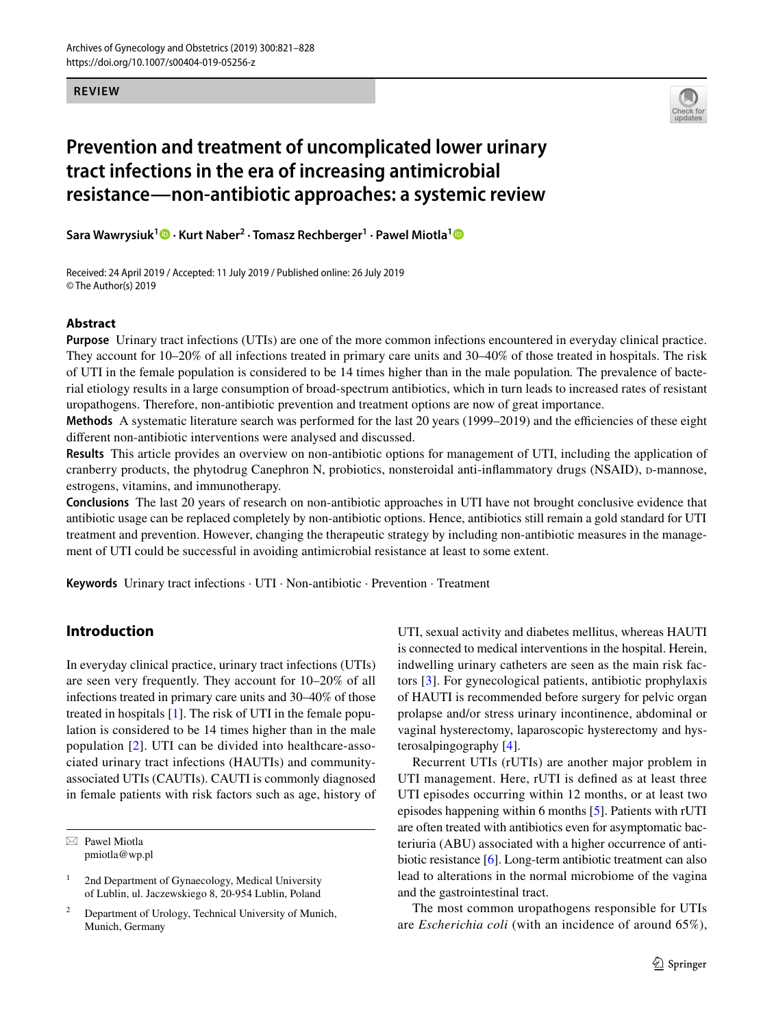REVIEW

# Prevention and treatment of uncomplicated lower urinary tract infections in the era of increasing antimicrobial resistance—non-antibiotic approaches: a systemic review

**Sara Wawrysiuk[1] · Kurt Naber[2] · Tomasz Rechberger[1] · Pawel Miotla[1]**

Received: 24 April 2019 / Accepted: 11 July 2019 / Published online: 26 July 2019
© The Author(s) 2019

## Abstract

**Purpose** Urinary tract infections (UTIs) are one of the more common infections encountered in everyday clinical practice. They account for 10–20% of all infections treated in primary care units and 30–40% of those treated in hospitals. The risk of UTI in the female population is considered to be 14 times higher than in the male population. The prevalence of bacterial etiology results in a large consumption of broad-spectrum antibiotics, which in turn leads to increased rates of resistant uropathogens. Therefore, non-antibiotic prevention and treatment options are now of great importance.

**Methods** A systematic literature search was performed for the last 20 years (1999–2019) and the efficiencies of these eight different non-antibiotic interventions were analysed and discussed.

**Results** This article provides an overview on non-antibiotic options for management of UTI, including the application of cranberry products, the phytodrug Canephron N, probiotics, nonsteroidal anti-inflammatory drugs (NSAID), D-mannose, estrogens, vitamins, and immunotherapy.

**Conclusions** The last 20 years of research on non-antibiotic approaches in UTI have not brought conclusive evidence that antibiotic usage can be replaced completely by non-antibiotic options. Hence, antibiotics still remain a gold standard for UTI treatment and prevention. However, changing the therapeutic strategy by including non-antibiotic measures in the management of UTI could be successful in avoiding antimicrobial resistance at least to some extent.

**Keywords** Urinary tract infections · UTI · Non-antibiotic · Prevention · Treatment

## Introduction

In everyday clinical practice, urinary tract infections (UTIs) are seen very frequently. They account for 10–20% of all infections treated in primary care units and 30–40% of those treated in hospitals [1]. The risk of UTI in the female population is considered to be 14 times higher than in the male population [2]. UTI can be divided into healthcare-associated urinary tract infections (HAUTIs) and community-associated UTIs (CAUTIs). CAUTI is commonly diagnosed in female patients with risk factors such as age, history of UTI, sexual activity and diabetes mellitus, whereas HAUTI is connected to medical interventions in the hospital. Herein, indwelling urinary catheters are seen as the main risk factors [3]. For gynecological patients, antibiotic prophylaxis of HAUTI is recommended before surgery for pelvic organ prolapse and/or stress urinary incontinence, abdominal or vaginal hysterectomy, laparoscopic hysterectomy and hysterosalpingography [4].

Recurrent UTIs (rUTIs) are another major problem in UTI management. Here, rUTI is defined as at least three UTI episodes occurring within 12 months, or at least two episodes happening within 6 months [5]. Patients with rUTI are often treated with antibiotics even for asymptomatic bacteriuria (ABU) associated with a higher occurrence of antibiotic resistance [6]. Long-term antibiotic treatment can also lead to alterations in the normal microbiome of the vagina and the gastrointestinal tract.

The most common uropathogens responsible for UTIs are *Escherichia coli* (with an incidence of around 65%),

✉ Pawel Miotla
pmiotla@wp.pl

[1] 2nd Department of Gynaecology, Medical University of Lublin, ul. Jaczewskiego 8, 20-954 Lublin, Poland

[2] Department of Urology, Technical University of Munich, Munich, Germany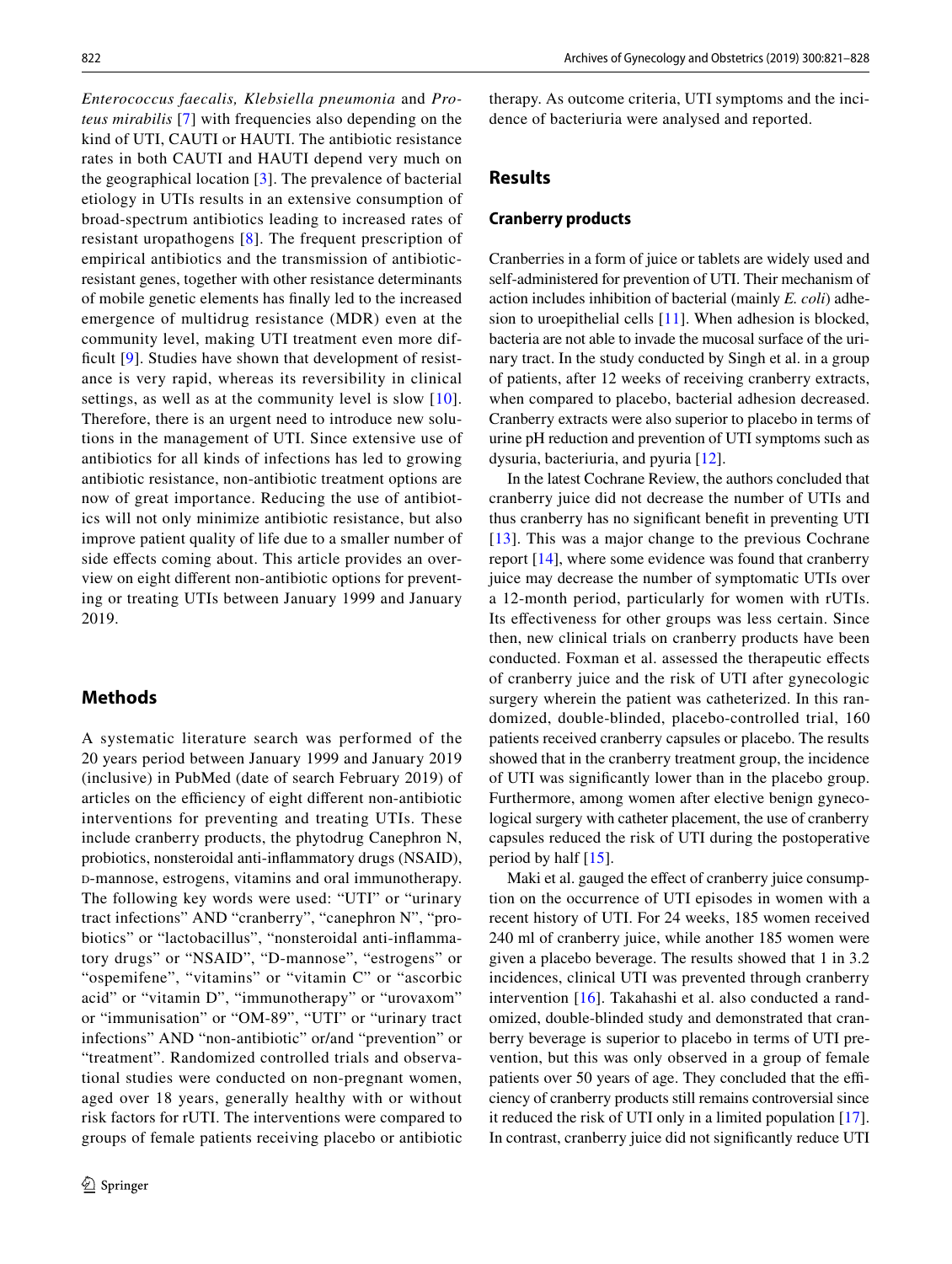*Enterococcus faecalis, Klebsiella pneumonia* and *Proteus mirabilis* [7] with frequencies also depending on the kind of UTI, CAUTI or HAUTI. The antibiotic resistance rates in both CAUTI and HAUTI depend very much on the geographical location [3]. The prevalence of bacterial etiology in UTIs results in an extensive consumption of broad-spectrum antibiotics leading to increased rates of resistant uropathogens [8]. The frequent prescription of empirical antibiotics and the transmission of antibiotic-resistant genes, together with other resistance determinants of mobile genetic elements has finally led to the increased emergence of multidrug resistance (MDR) even at the community level, making UTI treatment even more difficult [9]. Studies have shown that development of resistance is very rapid, whereas its reversibility in clinical settings, as well as at the community level is slow [10]. Therefore, there is an urgent need to introduce new solutions in the management of UTI. Since extensive use of antibiotics for all kinds of infections has led to growing antibiotic resistance, non-antibiotic treatment options are now of great importance. Reducing the use of antibiotics will not only minimize antibiotic resistance, but also improve patient quality of life due to a smaller number of side effects coming about. This article provides an overview on eight different non-antibiotic options for preventing or treating UTIs between January 1999 and January 2019.

## Methods

A systematic literature search was performed of the 20 years period between January 1999 and January 2019 (inclusive) in PubMed (date of search February 2019) of articles on the efficiency of eight different non-antibiotic interventions for preventing and treating UTIs. These include cranberry products, the phytodrug Canephron N, probiotics, nonsteroidal anti-inflammatory drugs (NSAID), D-mannose, estrogens, vitamins and oral immunotherapy. The following key words were used: "UTI" or "urinary tract infections" AND "cranberry", "canephron N", "probiotics" or "lactobacillus", "nonsteroidal anti-inflammatory drugs" or "NSAID", "D-mannose", "estrogens" or "ospemifene", "vitamins" or "vitamin C" or "ascorbic acid" or "vitamin D", "immunotherapy" or "urovaxom" or "immunisation" or "OM-89", "UTI" or "urinary tract infections" AND "non-antibiotic" or/and "prevention" or "treatment". Randomized controlled trials and observational studies were conducted on non-pregnant women, aged over 18 years, generally healthy with or without risk factors for rUTI. The interventions were compared to groups of female patients receiving placebo or antibiotic therapy. As outcome criteria, UTI symptoms and the incidence of bacteriuria were analysed and reported.

## Results

### Cranberry products

Cranberries in a form of juice or tablets are widely used and self-administered for prevention of UTI. Their mechanism of action includes inhibition of bacterial (mainly *E. coli*) adhesion to uroepithelial cells [11]. When adhesion is blocked, bacteria are not able to invade the mucosal surface of the urinary tract. In the study conducted by Singh et al. in a group of patients, after 12 weeks of receiving cranberry extracts, when compared to placebo, bacterial adhesion decreased. Cranberry extracts were also superior to placebo in terms of urine pH reduction and prevention of UTI symptoms such as dysuria, bacteriuria, and pyuria [12].

In the latest Cochrane Review, the authors concluded that cranberry juice did not decrease the number of UTIs and thus cranberry has no significant benefit in preventing UTI [13]. This was a major change to the previous Cochrane report [14], where some evidence was found that cranberry juice may decrease the number of symptomatic UTIs over a 12-month period, particularly for women with rUTIs. Its effectiveness for other groups was less certain. Since then, new clinical trials on cranberry products have been conducted. Foxman et al. assessed the therapeutic effects of cranberry juice and the risk of UTI after gynecologic surgery wherein the patient was catheterized. In this randomized, double-blinded, placebo-controlled trial, 160 patients received cranberry capsules or placebo. The results showed that in the cranberry treatment group, the incidence of UTI was significantly lower than in the placebo group. Furthermore, among women after elective benign gynecological surgery with catheter placement, the use of cranberry capsules reduced the risk of UTI during the postoperative period by half [15].

Maki et al. gauged the effect of cranberry juice consumption on the occurrence of UTI episodes in women with a recent history of UTI. For 24 weeks, 185 women received 240 ml of cranberry juice, while another 185 women were given a placebo beverage. The results showed that 1 in 3.2 incidences, clinical UTI was prevented through cranberry intervention [16]. Takahashi et al. also conducted a randomized, double-blinded study and demonstrated that cranberry beverage is superior to placebo in terms of UTI prevention, but this was only observed in a group of female patients over 50 years of age. They concluded that the efficiency of cranberry products still remains controversial since it reduced the risk of UTI only in a limited population [17]. In contrast, cranberry juice did not significantly reduce UTI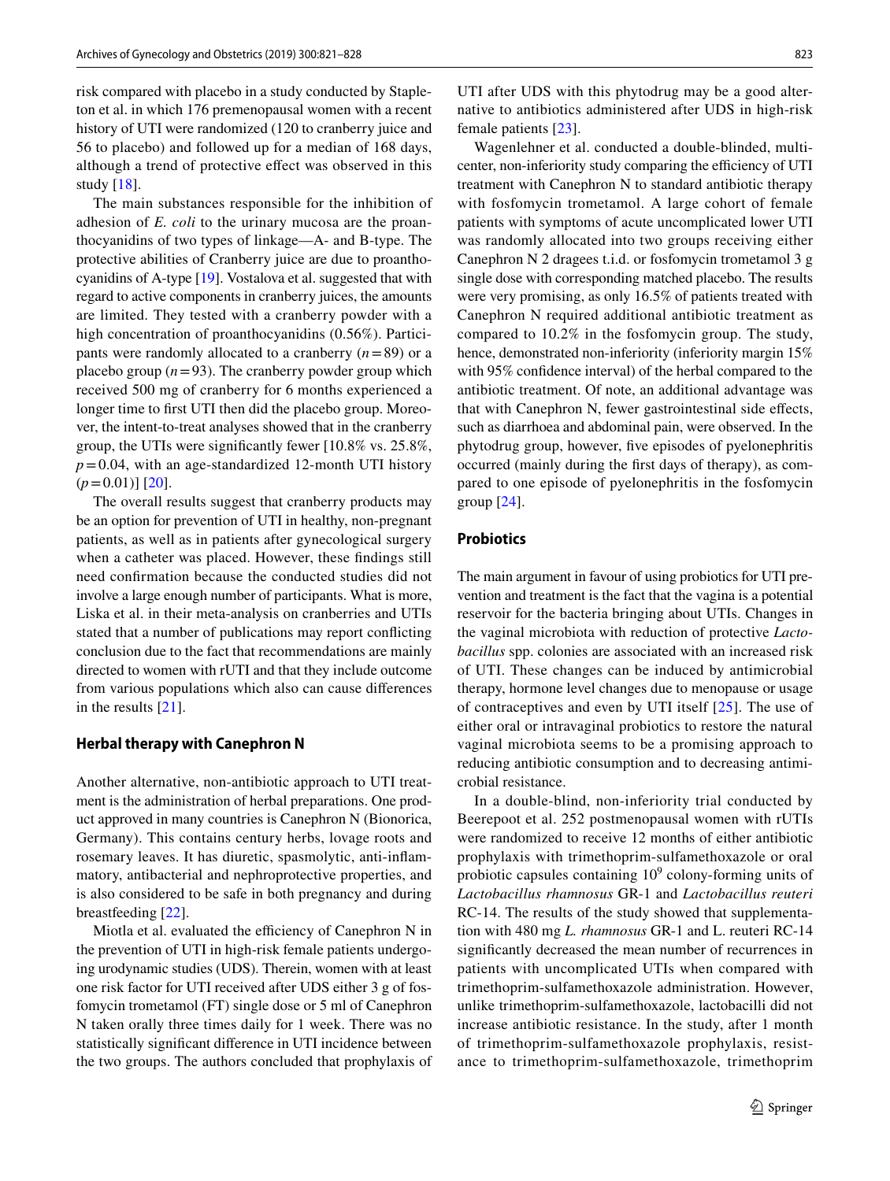risk compared with placebo in a study conducted by Stapleton et al. in which 176 premenopausal women with a recent history of UTI were randomized (120 to cranberry juice and 56 to placebo) and followed up for a median of 168 days, although a trend of protective effect was observed in this study [18].

The main substances responsible for the inhibition of adhesion of *E. coli* to the urinary mucosa are the proanthocyanidins of two types of linkage—A- and B-type. The protective abilities of Cranberry juice are due to proanthocyanidins of A-type [19]. Vostalova et al. suggested that with regard to active components in cranberry juices, the amounts are limited. They tested with a cranberry powder with a high concentration of proanthocyanidins (0.56%). Participants were randomly allocated to a cranberry ($n = 89$) or a placebo group ($n = 93$). The cranberry powder group which received 500 mg of cranberry for 6 months experienced a longer time to first UTI then did the placebo group. Moreover, the intent-to-treat analyses showed that in the cranberry group, the UTIs were significantly fewer [10.8% vs. 25.8%, $p = 0.04$, with an age-standardized 12-month UTI history ($p = 0.01$)] [20].

The overall results suggest that cranberry products may be an option for prevention of UTI in healthy, non-pregnant patients, as well as in patients after gynecological surgery when a catheter was placed. However, these findings still need confirmation because the conducted studies did not involve a large enough number of participants. What is more, Liska et al. in their meta-analysis on cranberries and UTIs stated that a number of publications may report conflicting conclusion due to the fact that recommendations are mainly directed to women with rUTI and that they include outcome from various populations which also can cause differences in the results [21].

### Herbal therapy with Canephron N

Another alternative, non-antibiotic approach to UTI treatment is the administration of herbal preparations. One product approved in many countries is Canephron N (Bionorica, Germany). This contains century herbs, lovage roots and rosemary leaves. It has diuretic, spasmolytic, anti-inflammatory, antibacterial and nephroprotective properties, and is also considered to be safe in both pregnancy and during breastfeeding [22].

Miotla et al. evaluated the efficiency of Canephron N in the prevention of UTI in high-risk female patients undergoing urodynamic studies (UDS). Therein, women with at least one risk factor for UTI received after UDS either 3 g of fosfomycin trometamol (FT) single dose or 5 ml of Canephron N taken orally three times daily for 1 week. There was no statistically significant difference in UTI incidence between the two groups. The authors concluded that prophylaxis of UTI after UDS with this phytodrug may be a good alternative to antibiotics administered after UDS in high-risk female patients [23].

Wagenlehner et al. conducted a double-blinded, multicenter, non-inferiority study comparing the efficiency of UTI treatment with Canephron N to standard antibiotic therapy with fosfomycin trometamol. A large cohort of female patients with symptoms of acute uncomplicated lower UTI was randomly allocated into two groups receiving either Canephron N 2 dragees t.i.d. or fosfomycin trometamol 3 g single dose with corresponding matched placebo. The results were very promising, as only 16.5% of patients treated with Canephron N required additional antibiotic treatment as compared to 10.2% in the fosfomycin group. The study, hence, demonstrated non-inferiority (inferiority margin 15% with 95% confidence interval) of the herbal compared to the antibiotic treatment. Of note, an additional advantage was that with Canephron N, fewer gastrointestinal side effects, such as diarrhoea and abdominal pain, were observed. In the phytodrug group, however, five episodes of pyelonephritis occurred (mainly during the first days of therapy), as compared to one episode of pyelonephritis in the fosfomycin group [24].

### Probiotics

The main argument in favour of using probiotics for UTI prevention and treatment is the fact that the vagina is a potential reservoir for the bacteria bringing about UTIs. Changes in the vaginal microbiota with reduction of protective *Lactobacillus* spp. colonies are associated with an increased risk of UTI. These changes can be induced by antimicrobial therapy, hormone level changes due to menopause or usage of contraceptives and even by UTI itself [25]. The use of either oral or intravaginal probiotics to restore the natural vaginal microbiota seems to be a promising approach to reducing antibiotic consumption and to decreasing antimicrobial resistance.

In a double-blind, non-inferiority trial conducted by Beerepoot et al. 252 postmenopausal women with rUTIs were randomized to receive 12 months of either antibiotic prophylaxis with trimethoprim-sulfamethoxazole or oral probiotic capsules containing $10^9$ colony-forming units of *Lactobacillus rhamnosus* GR-1 and *Lactobacillus reuteri* RC-14. The results of the study showed that supplementation with 480 mg *L. rhamnosus* GR-1 and L. reuteri RC-14 significantly decreased the mean number of recurrences in patients with uncomplicated UTIs when compared with trimethoprim-sulfamethoxazole administration. However, unlike trimethoprim-sulfamethoxazole, lactobacilli did not increase antibiotic resistance. In the study, after 1 month of trimethoprim-sulfamethoxazole prophylaxis, resistance to trimethoprim-sulfamethoxazole, trimethoprim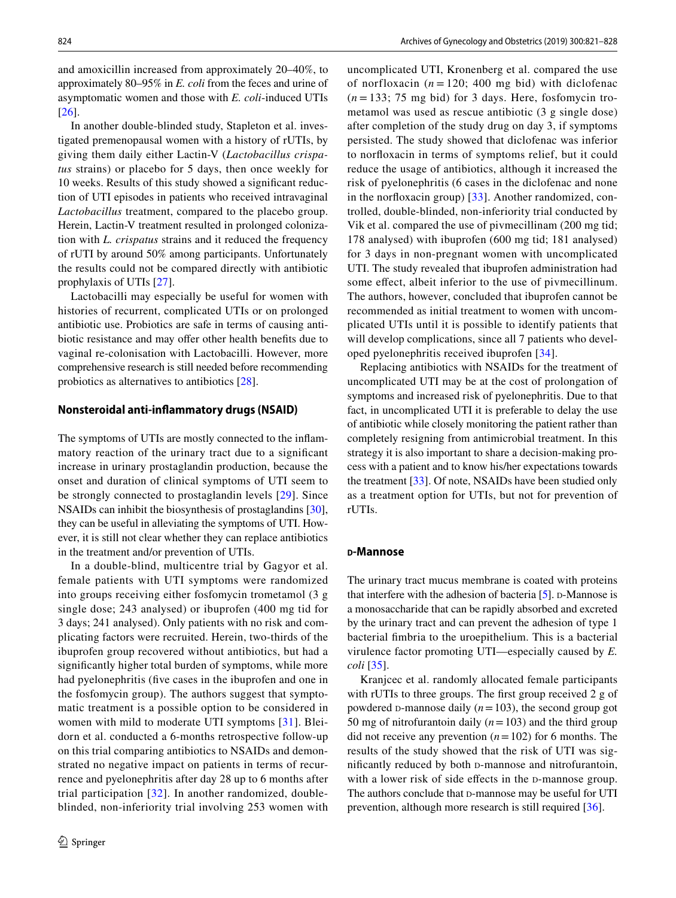and amoxicillin increased from approximately 20–40%, to approximately 80–95% in *E. coli* from the feces and urine of asymptomatic women and those with *E. coli*-induced UTIs [26].

In another double-blinded study, Stapleton et al. investigated premenopausal women with a history of rUTIs, by giving them daily either Lactin-V (*Lactobacillus crispatus* strains) or placebo for 5 days, then once weekly for 10 weeks. Results of this study showed a significant reduction of UTI episodes in patients who received intravaginal *Lactobacillus* treatment, compared to the placebo group. Herein, Lactin-V treatment resulted in prolonged colonization with *L. crispatus* strains and it reduced the frequency of rUTI by around 50% among participants. Unfortunately the results could not be compared directly with antibiotic prophylaxis of UTIs [27].

Lactobacilli may especially be useful for women with histories of recurrent, complicated UTIs or on prolonged antibiotic use. Probiotics are safe in terms of causing antibiotic resistance and may offer other health benefits due to vaginal re-colonisation with Lactobacilli. However, more comprehensive research is still needed before recommending probiotics as alternatives to antibiotics [28].

### Nonsteroidal anti-inflammatory drugs (NSAID)

The symptoms of UTIs are mostly connected to the inflammatory reaction of the urinary tract due to a significant increase in urinary prostaglandin production, because the onset and duration of clinical symptoms of UTI seem to be strongly connected to prostaglandin levels [29]. Since NSAIDs can inhibit the biosynthesis of prostaglandins [30], they can be useful in alleviating the symptoms of UTI. However, it is still not clear whether they can replace antibiotics in the treatment and/or prevention of UTIs.

In a double-blind, multicentre trial by Gagyor et al. female patients with UTI symptoms were randomized into groups receiving either fosfomycin trometamol (3 g single dose; 243 analysed) or ibuprofen (400 mg tid for 3 days; 241 analysed). Only patients with no risk and complicating factors were recruited. Herein, two-thirds of the ibuprofen group recovered without antibiotics, but had a significantly higher total burden of symptoms, while more had pyelonephritis (five cases in the ibuprofen and one in the fosfomycin group). The authors suggest that symptomatic treatment is a possible option to be considered in women with mild to moderate UTI symptoms [31]. Bleidorn et al. conducted a 6-months retrospective follow-up on this trial comparing antibiotics to NSAIDs and demonstrated no negative impact on patients in terms of recurrence and pyelonephritis after day 28 up to 6 months after trial participation [32]. In another randomized, double-blinded, non-inferiority trial involving 253 women with uncomplicated UTI, Kronenberg et al. compared the use of norfloxacin ($n = 120$; 400 mg bid) with diclofenac ($n = 133$; 75 mg bid) for 3 days. Here, fosfomycin trometamol was used as rescue antibiotic (3 g single dose) after completion of the study drug on day 3, if symptoms persisted. The study showed that diclofenac was inferior to norfloxacin in terms of symptoms relief, but it could reduce the usage of antibiotics, although it increased the risk of pyelonephritis (6 cases in the diclofenac and none in the norfloxacin group) [33]. Another randomized, controlled, double-blinded, non-inferiority trial conducted by Vik et al. compared the use of pivmecillinam (200 mg tid; 178 analysed) with ibuprofen (600 mg tid; 181 analysed) for 3 days in non-pregnant women with uncomplicated UTI. The study revealed that ibuprofen administration had some effect, albeit inferior to the use of pivmecillinum. The authors, however, concluded that ibuprofen cannot be recommended as initial treatment to women with uncomplicated UTIs until it is possible to identify patients that will develop complications, since all 7 patients who developed pyelonephritis received ibuprofen [34].

Replacing antibiotics with NSAIDs for the treatment of uncomplicated UTI may be at the cost of prolongation of symptoms and increased risk of pyelonephritis. Due to that fact, in uncomplicated UTI it is preferable to delay the use of antibiotic while closely monitoring the patient rather than completely resigning from antimicrobial treatment. In this strategy it is also important to share a decision-making process with a patient and to know his/her expectations towards the treatment [33]. Of note, NSAIDs have been studied only as a treatment option for UTIs, but not for prevention of rUTIs.

### D-Mannose

The urinary tract mucus membrane is coated with proteins that interfere with the adhesion of bacteria [5]. D-Mannose is a monosaccharide that can be rapidly absorbed and excreted by the urinary tract and can prevent the adhesion of type 1 bacterial fimbria to the uroepithelium. This is a bacterial virulence factor promoting UTI—especially caused by *E. coli* [35].

Kranjcec et al. randomly allocated female participants with rUTIs to three groups. The first group received 2 g of powdered D-mannose daily ($n = 103$), the second group got 50 mg of nitrofurantoin daily ($n = 103$) and the third group did not receive any prevention ($n = 102$) for 6 months. The results of the study showed that the risk of UTI was significantly reduced by both D-mannose and nitrofurantoin, with a lower risk of side effects in the D-mannose group. The authors conclude that D-mannose may be useful for UTI prevention, although more research is still required [36].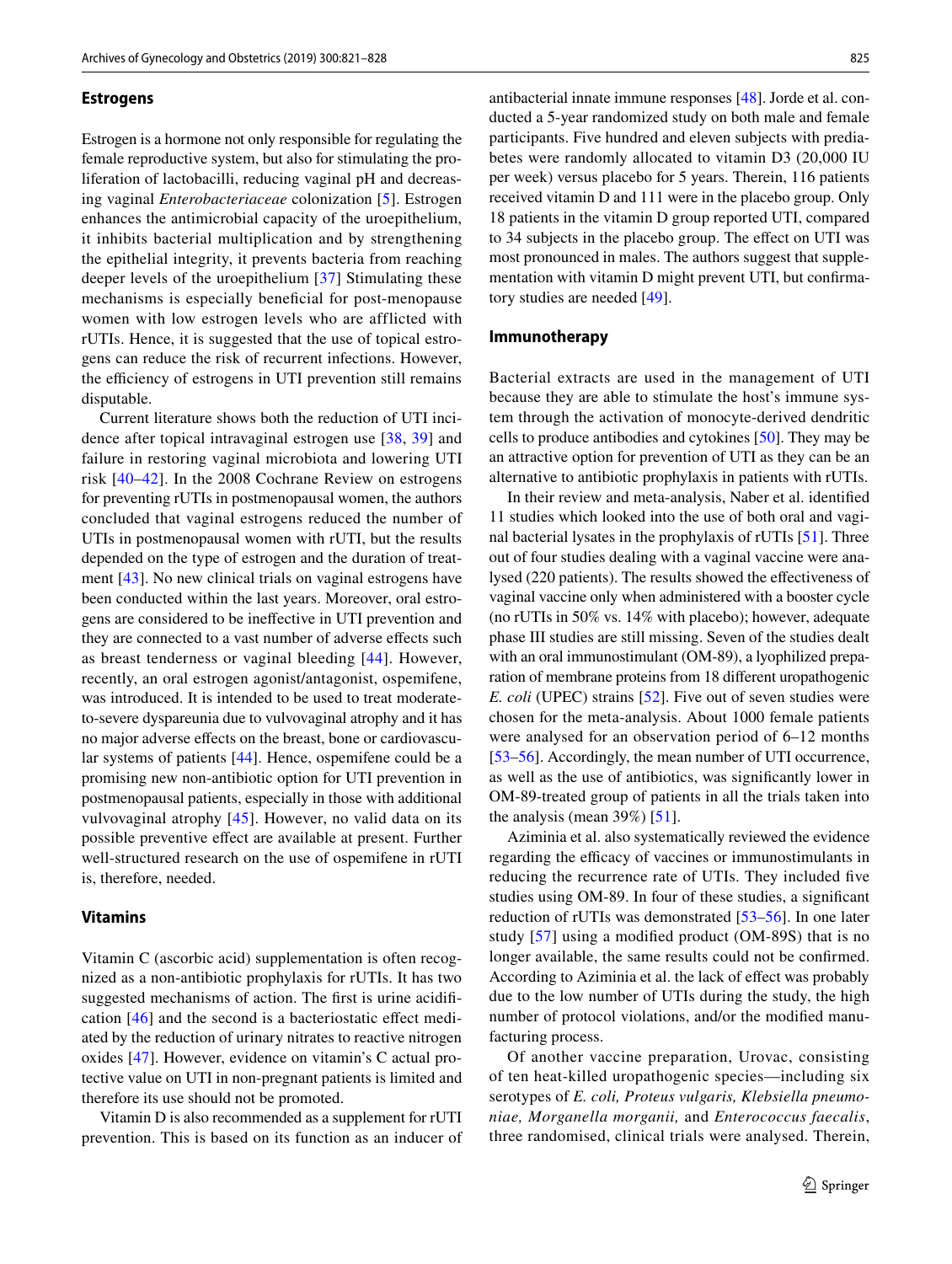### Estrogens

Estrogen is a hormone not only responsible for regulating the female reproductive system, but also for stimulating the proliferation of lactobacilli, reducing vaginal pH and decreasing vaginal *Enterobacteriaceae* colonization [5]. Estrogen enhances the antimicrobial capacity of the uroepithelium, it inhibits bacterial multiplication and by strengthening the epithelial integrity, it prevents bacteria from reaching deeper levels of the uroepithelium [37] Stimulating these mechanisms is especially beneficial for post-menopause women with low estrogen levels who are afflicted with rUTIs. Hence, it is suggested that the use of topical estrogens can reduce the risk of recurrent infections. However, the efficiency of estrogens in UTI prevention still remains disputable.

Current literature shows both the reduction of UTI incidence after topical intravaginal estrogen use [38, 39] and failure in restoring vaginal microbiota and lowering UTI risk [40–42]. In the 2008 Cochrane Review on estrogens for preventing rUTIs in postmenopausal women, the authors concluded that vaginal estrogens reduced the number of UTIs in postmenopausal women with rUTI, but the results depended on the type of estrogen and the duration of treatment [43]. No new clinical trials on vaginal estrogens have been conducted within the last years. Moreover, oral estrogens are considered to be ineffective in UTI prevention and they are connected to a vast number of adverse effects such as breast tenderness or vaginal bleeding [44]. However, recently, an oral estrogen agonist/antagonist, ospemifene, was introduced. It is intended to be used to treat moderate-to-severe dyspareunia due to vulvovaginal atrophy and it has no major adverse effects on the breast, bone or cardiovascular systems of patients [44]. Hence, ospemifene could be a promising new non-antibiotic option for UTI prevention in postmenopausal patients, especially in those with additional vulvovaginal atrophy [45]. However, no valid data on its possible preventive effect are available at present. Further well-structured research on the use of ospemifene in rUTI is, therefore, needed.

### Vitamins

Vitamin C (ascorbic acid) supplementation is often recognized as a non-antibiotic prophylaxis for rUTIs. It has two suggested mechanisms of action. The first is urine acidification [46] and the second is a bacteriostatic effect mediated by the reduction of urinary nitrates to reactive nitrogen oxides [47]. However, evidence on vitamin's C actual protective value on UTI in non-pregnant patients is limited and therefore its use should not be promoted.

Vitamin D is also recommended as a supplement for rUTI prevention. This is based on its function as an inducer of antibacterial innate immune responses [48]. Jorde et al. conducted a 5-year randomized study on both male and female participants. Five hundred and eleven subjects with prediabetes were randomly allocated to vitamin D3 (20,000 IU per week) versus placebo for 5 years. Therein, 116 patients received vitamin D and 111 were in the placebo group. Only 18 patients in the vitamin D group reported UTI, compared to 34 subjects in the placebo group. The effect on UTI was most pronounced in males. The authors suggest that supplementation with vitamin D might prevent UTI, but confirmatory studies are needed [49].

### Immunotherapy

Bacterial extracts are used in the management of UTI because they are able to stimulate the host's immune system through the activation of monocyte-derived dendritic cells to produce antibodies and cytokines [50]. They may be an attractive option for prevention of UTI as they can be an alternative to antibiotic prophylaxis in patients with rUTIs.

In their review and meta-analysis, Naber et al. identified 11 studies which looked into the use of both oral and vaginal bacterial lysates in the prophylaxis of rUTIs [51]. Three out of four studies dealing with a vaginal vaccine were analysed (220 patients). The results showed the effectiveness of vaginal vaccine only when administered with a booster cycle (no rUTIs in 50% vs. 14% with placebo); however, adequate phase III studies are still missing. Seven of the studies dealt with an oral immunostimulant (OM-89), a lyophilized preparation of membrane proteins from 18 different uropathogenic *E. coli* (UPEC) strains [52]. Five out of seven studies were chosen for the meta-analysis. About 1000 female patients were analysed for an observation period of 6–12 months [53–56]. Accordingly, the mean number of UTI occurrence, as well as the use of antibiotics, was significantly lower in OM-89-treated group of patients in all the trials taken into the analysis (mean 39%) [51].

Aziminia et al. also systematically reviewed the evidence regarding the efficacy of vaccines or immunostimulants in reducing the recurrence rate of UTIs. They included five studies using OM-89. In four of these studies, a significant reduction of rUTIs was demonstrated [53–56]. In one later study [57] using a modified product (OM-89S) that is no longer available, the same results could not be confirmed. According to Aziminia et al. the lack of effect was probably due to the low number of UTIs during the study, the high number of protocol violations, and/or the modified manufacturing process.

Of another vaccine preparation, Urovac, consisting of ten heat-killed uropathogenic species—including six serotypes of *E. coli, Proteus vulgaris, Klebsiella pneumoniae, Morganella morganii,* and *Enterococcus faecalis*, three randomised, clinical trials were analysed. Therein,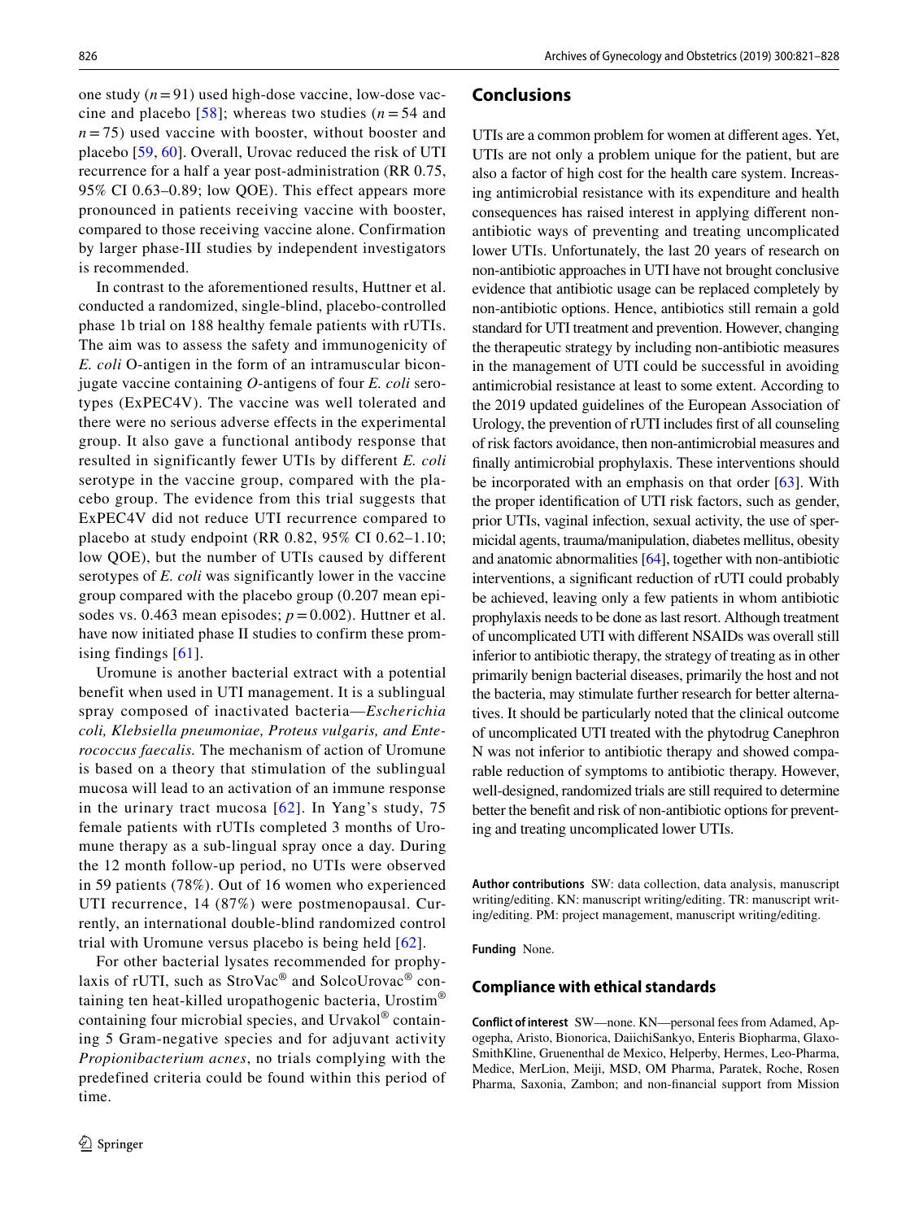one study ($n = 91$) used high-dose vaccine, low-dose vaccine and placebo [58]; whereas two studies ($n = 54$ and $n = 75$) used vaccine with booster, without booster and placebo [59, 60]. Overall, Urovac reduced the risk of UTI recurrence for a half a year post-administration (RR 0.75, 95% CI 0.63–0.89; low QOE). This effect appears more pronounced in patients receiving vaccine with booster, compared to those receiving vaccine alone. Confirmation by larger phase-III studies by independent investigators is recommended.

In contrast to the aforementioned results, Huttner et al. conducted a randomized, single-blind, placebo-controlled phase 1b trial on 188 healthy female patients with rUTIs. The aim was to assess the safety and immunogenicity of *E. coli* O-antigen in the form of an intramuscular bioconjugate vaccine containing *O*-antigens of four *E. coli* serotypes (ExPEC4V). The vaccine was well tolerated and there were no serious adverse effects in the experimental group. It also gave a functional antibody response that resulted in significantly fewer UTIs by different *E. coli* serotype in the vaccine group, compared with the placebo group. The evidence from this trial suggests that ExPEC4V did not reduce UTI recurrence compared to placebo at study endpoint (RR 0.82, 95% CI 0.62–1.10; low QOE), but the number of UTIs caused by different serotypes of *E. coli* was significantly lower in the vaccine group compared with the placebo group (0.207 mean episodes vs. 0.463 mean episodes; $p = 0.002$). Huttner et al. have now initiated phase II studies to confirm these promising findings [61].

Uromune is another bacterial extract with a potential benefit when used in UTI management. It is a sublingual spray composed of inactivated bacteria—*Escherichia coli, Klebsiella pneumoniae, Proteus vulgaris, and Enterococcus faecalis.* The mechanism of action of Uromune is based on a theory that stimulation of the sublingual mucosa will lead to an activation of an immune response in the urinary tract mucosa [62]. In Yang's study, 75 female patients with rUTIs completed 3 months of Uromune therapy as a sub-lingual spray once a day. During the 12 month follow-up period, no UTIs were observed in 59 patients (78%). Out of 16 women who experienced UTI recurrence, 14 (87%) were postmenopausal. Currently, an international double-blind randomized control trial with Uromune versus placebo is being held [62].

For other bacterial lysates recommended for prophylaxis of rUTI, such as StroVac® and SolcoUrovac® containing ten heat-killed uropathogenic bacteria, Urostim® containing four microbial species, and Urvakol® containing 5 Gram-negative species and for adjuvant activity *Propionibacterium acnes*, no trials complying with the predefined criteria could be found within this period of time.

## Conclusions

UTIs are a common problem for women at different ages. Yet, UTIs are not only a problem unique for the patient, but are also a factor of high cost for the health care system. Increasing antimicrobial resistance with its expenditure and health consequences has raised interest in applying different non-antibiotic ways of preventing and treating uncomplicated lower UTIs. Unfortunately, the last 20 years of research on non-antibiotic approaches in UTI have not brought conclusive evidence that antibiotic usage can be replaced completely by non-antibiotic options. Hence, antibiotics still remain a gold standard for UTI treatment and prevention. However, changing the therapeutic strategy by including non-antibiotic measures in the management of UTI could be successful in avoiding antimicrobial resistance at least to some extent. According to the 2019 updated guidelines of the European Association of Urology, the prevention of rUTI includes first of all counseling of risk factors avoidance, then non-antimicrobial measures and finally antimicrobial prophylaxis. These interventions should be incorporated with an emphasis on that order [63]. With the proper identification of UTI risk factors, such as gender, prior UTIs, vaginal infection, sexual activity, the use of spermicidal agents, trauma/manipulation, diabetes mellitus, obesity and anatomic abnormalities [64], together with non-antibiotic interventions, a significant reduction of rUTI could probably be achieved, leaving only a few patients in whom antibiotic prophylaxis needs to be done as last resort. Although treatment of uncomplicated UTI with different NSAIDs was overall still inferior to antibiotic therapy, the strategy of treating as in other primarily benign bacterial diseases, primarily the host and not the bacteria, may stimulate further research for better alternatives. It should be particularly noted that the clinical outcome of uncomplicated UTI treated with the phytodrug Canephron N was not inferior to antibiotic therapy and showed comparable reduction of symptoms to antibiotic therapy. However, well-designed, randomized trials are still required to determine better the benefit and risk of non-antibiotic options for preventing and treating uncomplicated lower UTIs.

**Author contributions** SW: data collection, data analysis, manuscript writing/editing. KN: manuscript writing/editing. TR: manuscript writing/editing. PM: project management, manuscript writing/editing.

**Funding** None.

## Compliance with ethical standards

**Conflict of interest** SW—none. KN—personal fees from Adamed, Apogepha, Aristo, Bionorica, DaiichiSankyo, Enteris Biopharma, GlaxoSmithKline, Gruenenthal de Mexico, Helperby, Hermes, Leo-Pharma, Medice, MerLion, Meiji, MSD, OM Pharma, Paratek, Roche, Rosen Pharma, Saxonia, Zambon; and non-financial support from Mission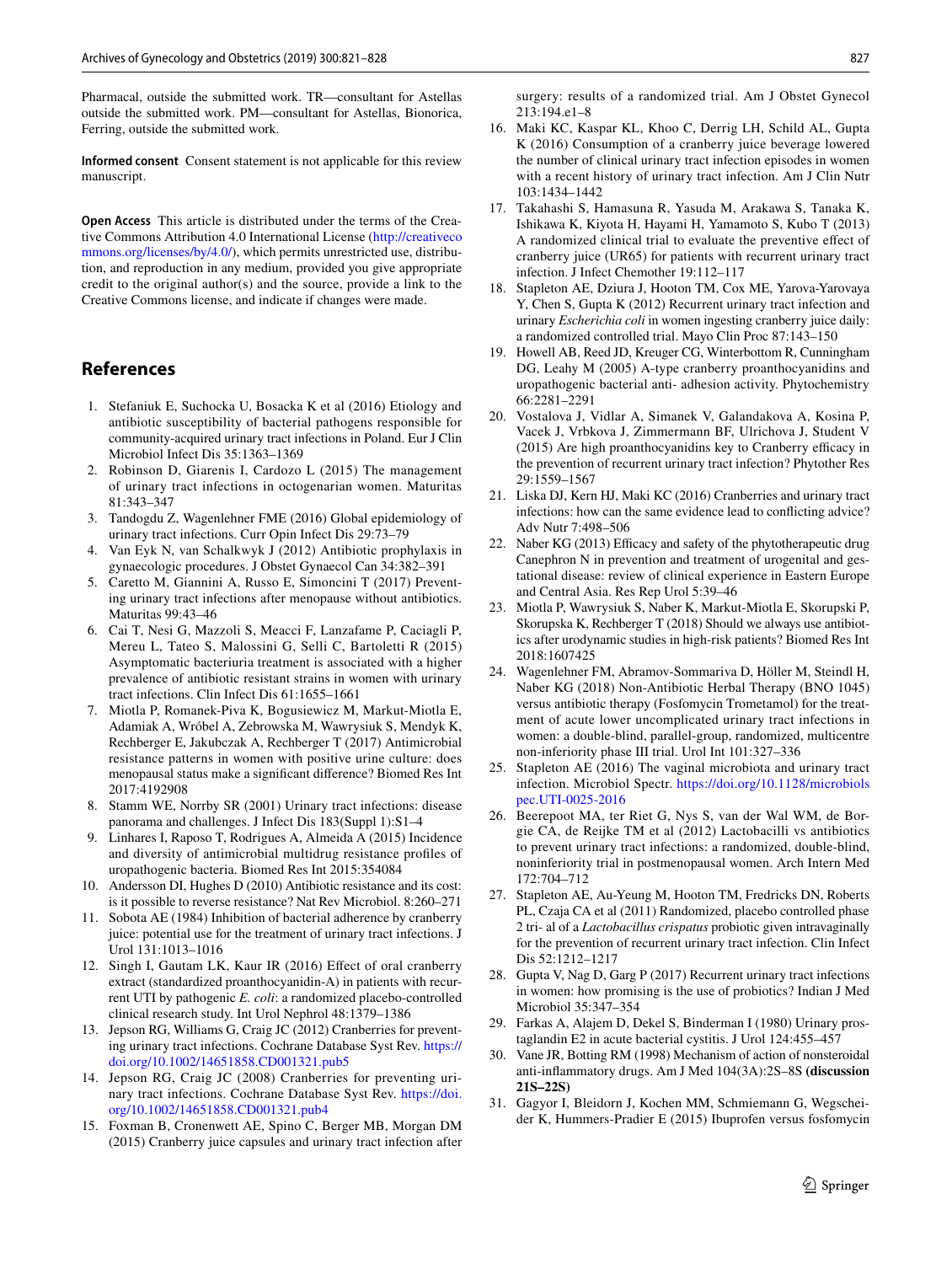Pharmacal, outside the submitted work. TR—consultant for Astellas outside the submitted work. PM—consultant for Astellas, Bionorica, Ferring, outside the submitted work.

**Informed consent** Consent statement is not applicable for this review manuscript.

**Open Access** This article is distributed under the terms of the Creative Commons Attribution 4.0 International License (http://creativecommons.org/licenses/by/4.0/), which permits unrestricted use, distribution, and reproduction in any medium, provided you give appropriate credit to the original author(s) and the source, provide a link to the Creative Commons license, and indicate if changes were made.

## References

1. Stefaniuk E, Suchocka U, Bosacka K et al (2016) Etiology and antibiotic susceptibility of bacterial pathogens responsible for community-acquired urinary tract infections in Poland. Eur J Clin Microbiol Infect Dis 35:1363–1369
2. Robinson D, Giarenis I, Cardozo L (2015) The management of urinary tract infections in octogenarian women. Maturitas 81:343–347
3. Tandogdu Z, Wagenlehner FME (2016) Global epidemiology of urinary tract infections. Curr Opin Infect Dis 29:73–79
4. Van Eyk N, van Schalkwyk J (2012) Antibiotic prophylaxis in gynaecologic procedures. J Obstet Gynaecol Can 34:382–391
5. Caretto M, Giannini A, Russo E, Simoncini T (2017) Preventing urinary tract infections after menopause without antibiotics. Maturitas 99:43–46
6. Cai T, Nesi G, Mazzoli S, Meacci F, Lanzafame P, Caciagli P, Mereu L, Tateo S, Malossini G, Selli C, Bartoletti R (2015) Asymptomatic bacteriuria treatment is associated with a higher prevalence of antibiotic resistant strains in women with urinary tract infections. Clin Infect Dis 61:1655–1661
7. Miotla P, Romanek-Piva K, Bogusiewicz M, Markut-Miotla E, Adamiak A, Wróbel A, Zebrowska M, Wawrysiuk S, Mendyk K, Rechberger E, Jakubczak A, Rechberger T (2017) Antimicrobial resistance patterns in women with positive urine culture: does menopausal status make a significant difference? Biomed Res Int 2017:4192908
8. Stamm WE, Norrby SR (2001) Urinary tract infections: disease panorama and challenges. J Infect Dis 183(Suppl 1):S1–4
9. Linhares I, Raposo T, Rodrigues A, Almeida A (2015) Incidence and diversity of antimicrobial multidrug resistance profiles of uropathogenic bacteria. Biomed Res Int 2015:354084
10. Andersson DI, Hughes D (2010) Antibiotic resistance and its cost: is it possible to reverse resistance? Nat Rev Microbiol. 8:260–271
11. Sobota AE (1984) Inhibition of bacterial adherence by cranberry juice: potential use for the treatment of urinary tract infections. J Urol 131:1013–1016
12. Singh I, Gautam LK, Kaur IR (2016) Effect of oral cranberry extract (standardized proanthocyanidin-A) in patients with recurrent UTI by pathogenic *E. coli*: a randomized placebo-controlled clinical research study. Int Urol Nephrol 48:1379–1386
13. Jepson RG, Williams G, Craig JC (2012) Cranberries for preventing urinary tract infections. Cochrane Database Syst Rev. https://doi.org/10.1002/14651858.CD001321.pub5
14. Jepson RG, Craig JC (2008) Cranberries for preventing urinary tract infections. Cochrane Database Syst Rev. https://doi.org/10.1002/14651858.CD001321.pub4
15. Foxman B, Cronenwett AE, Spino C, Berger MB, Morgan DM (2015) Cranberry juice capsules and urinary tract infection after surgery: results of a randomized trial. Am J Obstet Gynecol 213:194.e1–8
16. Maki KC, Kaspar KL, Khoo C, Derrig LH, Schild AL, Gupta K (2016) Consumption of a cranberry juice beverage lowered the number of clinical urinary tract infection episodes in women with a recent history of urinary tract infection. Am J Clin Nutr 103:1434–1442
17. Takahashi S, Hamasuna R, Yasuda M, Arakawa S, Tanaka K, Ishikawa K, Kiyota H, Hayami H, Yamamoto S, Kubo T (2013) A randomized clinical trial to evaluate the preventive effect of cranberry juice (UR65) for patients with recurrent urinary tract infection. J Infect Chemother 19:112–117
18. Stapleton AE, Dziura J, Hooton TM, Cox ME, Yarova-Yarovaya Y, Chen S, Gupta K (2012) Recurrent urinary tract infection and urinary *Escherichia coli* in women ingesting cranberry juice daily: a randomized controlled trial. Mayo Clin Proc 87:143–150
19. Howell AB, Reed JD, Kreuger CG, Winterbottom R, Cunningham DG, Leahy M (2005) A-type cranberry proanthocyanidins and uropathogenic bacterial anti- adhesion activity. Phytochemistry 66:2281–2291
20. Vostalova J, Vidlar A, Simanek V, Galandakova A, Kosina P, Vacek J, Vrbkova J, Zimmermann BF, Ulrichova J, Student V (2015) Are high proanthocyanidins key to Cranberry efficacy in the prevention of recurrent urinary tract infection? Phytother Res 29:1559–1567
21. Liska DJ, Kern HJ, Maki KC (2016) Cranberries and urinary tract infections: how can the same evidence lead to conflicting advice? Adv Nutr 7:498–506
22. Naber KG (2013) Efficacy and safety of the phytotherapeutic drug Canephron N in prevention and treatment of urogenital and gestational disease: review of clinical experience in Eastern Europe and Central Asia. Res Rep Urol 5:39–46
23. Miotla P, Wawrysiuk S, Naber K, Markut-Miotla E, Skorupski P, Skorupska K, Rechberger T (2018) Should we always use antibiotics after urodynamic studies in high-risk patients? Biomed Res Int 2018:1607425
24. Wagenlehner FM, Abramov-Sommariva D, Höller M, Steindl H, Naber KG (2018) Non-Antibiotic Herbal Therapy (BNO 1045) versus antibiotic therapy (Fosfomycin Trometamol) for the treatment of acute lower uncomplicated urinary tract infections in women: a double-blind, parallel-group, randomized, multicentre non-inferiority phase III trial. Urol Int 101:327–336
25. Stapleton AE (2016) The vaginal microbiota and urinary tract infection. Microbiol Spectr. https://doi.org/10.1128/microbiolspec.UTI-0025-2016
26. Beerepoot MA, ter Riet G, Nys S, van der Wal WM, de Borgie CA, de Reijke TM et al (2012) Lactobacilli vs antibiotics to prevent urinary tract infections: a randomized, double-blind, noninferiority trial in postmenopausal women. Arch Intern Med 172:704–712
27. Stapleton AE, Au-Yeung M, Hooton TM, Fredricks DN, Roberts PL, Czaja CA et al (2011) Randomized, placebo controlled phase 2 tri- al of a *Lactobacillus crispatus* probiotic given intravaginally for the prevention of recurrent urinary tract infection. Clin Infect Dis 52:1212–1217
28. Gupta V, Nag D, Garg P (2017) Recurrent urinary tract infections in women: how promising is the use of probiotics? Indian J Med Microbiol 35:347–354
29. Farkas A, Alajem D, Dekel S, Binderman I (1980) Urinary prostaglandin E2 in acute bacterial cystitis. J Urol 124:455–457
30. Vane JR, Botting RM (1998) Mechanism of action of nonsteroidal anti-inflammatory drugs. Am J Med 104(3A):2S–8S **(discussion 21S–22S)**
31. Gagyor I, Bleidorn J, Kochen MM, Schmiemann G, Wegscheider K, Hummers-Pradier E (2015) Ibuprofen versus fosfomycin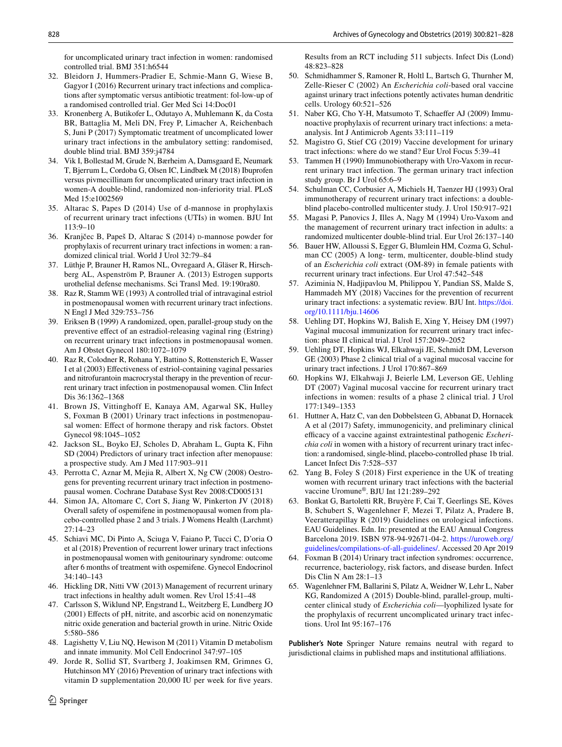for uncomplicated urinary tract infection in women: randomised controlled trial. BMJ 351:h6544

32. Bleidorn J, Hummers-Pradier E, Schmie-Mann G, Wiese B, Gagyor I (2016) Recurrent urinary tract infections and complications after symptomatic versus antibiotic treatment: fol-low-up of a randomised controlled trial. Ger Med Sci 14:Doc01
33. Kronenberg A, Butikofer L, Odutayo A, Muhlemann K, da Costa BR, Battaglia M, Meli DN, Frey P, Limacher A, Reichenbach S, Juni P (2017) Symptomatic treatment of uncomplicated lower urinary tract infections in the ambulatory setting: randomised, double blind trial. BMJ 359:j4784
34. Vik I, Bollestad M, Grude N, Bærheim A, Damsgaard E, Neumark T, Bjerrum L, Cordoba G, Olsen IC, Lindbæk M (2018) Ibuprofen versus pivmecillinam for uncomplicated urinary tract infection in women-A double-blind, randomized non-inferiority trial. PLoS Med 15:e1002569
35. Altarac S, Papes D (2014) Use of d-mannose in prophylaxis of recurrent urinary tract infections (UTIs) in women. BJU Int 113:9–10
36. Kranjčec B, Papeš D, Altarac S (2014) D-mannose powder for prophylaxis of recurrent urinary tract infections in women: a randomized clinical trial. World J Urol 32:79–84
37. Lüthje P, Brauner H, Ramos NL, Ovregaard A, Gläser R, Hirschberg AL, Aspenström P, Brauner A. (2013) Estrogen supports urothelial defense mechanisms. Sci Transl Med. 19:190ra80.
38. Raz R, Stamm WE (1993) A controlled trial of intravaginal estriol in postmenopausal women with recurrent urinary tract infections. N Engl J Med 329:753–756
39. Eriksen B (1999) A randomized, open, parallel-group study on the preventive effect of an estradiol-releasing vaginal ring (Estring) on recurrent urinary tract infections in postmenopausal women. Am J Obstet Gynecol 180:1072–1079
40. Raz R, Colodner R, Rohana Y, Battino S, Rottensterich E, Wasser I et al (2003) Effectiveness of estriol-containing vaginal pessaries and nitrofurantoin macrocrystal therapy in the prevention of recurrent urinary tract infection in postmenopausal women. Clin Infect Dis 36:1362–1368
41. Brown JS, Vittinghoff E, Kanaya AM, Agarwal SK, Hulley S, Foxman B (2001) Urinary tract infections in postmenopausal women: Effect of hormone therapy and risk factors. Obstet Gynecol 98:1045–1052
42. Jackson SL, Boyko EJ, Scholes D, Abraham L, Gupta K, Fihn SD (2004) Predictors of urinary tract infection after menopause: a prospective study. Am J Med 117:903–911
43. Perrotta C, Aznar M, Mejia R, Albert X, Ng CW (2008) Oestrogens for preventing recurrent urinary tract infection in postmenopausal women. Cochrane Database Syst Rev 2008:CD005131
44. Simon JA, Altomare C, Cort S, Jiang W, Pinkerton JV (2018) Overall safety of ospemifene in postmenopausal women from placebo-controlled phase 2 and 3 trials. J Womens Health (Larchmt) 27:14–23
45. Schiavi MC, Di Pinto A, Sciuga V, Faiano P, Tucci C, D'oria O et al (2018) Prevention of recurrent lower urinary tract infections in postmenopausal women with genitourinary syndrome: outcome after 6 months of treatment with ospemifene. Gynecol Endocrinol 34:140–143
46. Hickling DR, Nitti VW (2013) Management of recurrent urinary tract infections in healthy adult women. Rev Urol 15:41–48
47. Carlsson S, Wiklund NP, Engstrand L, Weitzberg E, Lundberg JO (2001) Effects of pH, nitrite, and ascorbic acid on nonenzymatic nitric oxide generation and bacterial growth in urine. Nitric Oxide 5:580–586
48. Lagishetty V, Liu NQ, Hewison M (2011) Vitamin D metabolism and innate immunity. Mol Cell Endocrinol 347:97–105
49. Jorde R, Sollid ST, Svartberg J, Joakimsen RM, Grimnes G, Hutchinson MY (2016) Prevention of urinary tract infections with vitamin D supplementation 20,000 IU per week for five years. Results from an RCT including 511 subjects. Infect Dis (Lond) 48:823–828
50. Schmidhammer S, Ramoner R, Holtl L, Bartsch G, Thurnher M, Zelle-Rieser C (2002) An *Escherichia coli*-based oral vaccine against urinary tract infections potently activates human dendritic cells. Urology 60:521–526
51. Naber KG, Cho Y-H, Matsumoto T, Schaeffer AJ (2009) Immunoactive prophylaxis of recurrent urinary tract infections: a meta-analysis. Int J Antimicrob Agents 33:111–119
52. Magistro G, Stief CG (2019) Vaccine development for urinary tract infections: where do we stand? Eur Urol Focus 5:39–41
53. Tammen H (1990) Immunobiotherapy with Uro-Vaxom in recurrent urinary tract infection. The german urinary tract infection study group. Br J Urol 65:6–9
54. Schulman CC, Corbusier A, Michiels H, Taenzer HJ (1993) Oral immunotherapy of recurrent urinary tract infections: a double-blind placebo-controlled multicenter study. J. Urol 150:917–921
55. Magasi P, Panovics J, Illes A, Nagy M (1994) Uro-Vaxom and the management of recurrent urinary tract infection in adults: a randomized multicenter double-blind trial. Eur Urol 26:137–140
56. Bauer HW, Alloussi S, Egger G, Blumlein HM, Cozma G, Schulman CC (2005) A long- term, multicenter, double-blind study of an *Escherichia coli* extract (OM-89) in female patients with recurrent urinary tract infections. Eur Urol 47:542–548
57. Aziminia N, Hadjipavlou M, Philippou Y, Pandian SS, Malde S, Hammadeh MY (2018) Vaccines for the prevention of recurrent urinary tract infections: a systematic review. BJU Int. https://doi.org/10.1111/bju.14606
58. Uehling DT, Hopkins WJ, Balish E, Xing Y, Heisey DM (1997) Vaginal mucosal immunization for recurrent urinary tract infection: phase II clinical trial. J Urol 157:2049–2052
59. Uehling DT, Hopkins WJ, Elkahwaji JE, Schmidt DM, Leverson GE (2003) Phase 2 clinical trial of a vaginal mucosal vaccine for urinary tract infections. J Urol 170:867–869
60. Hopkins WJ, Elkahwaji J, Beierle LM, Leverson GE, Uehling DT (2007) Vaginal mucosal vaccine for recurrent urinary tract infections in women: results of a phase 2 clinical trial. J Urol 177:1349–1353
61. Huttner A, Hatz C, van den Dobbelsteen G, Abbanat D, Hornacek A et al (2017) Safety, immunogenicity, and preliminary clinical efficacy of a vaccine against extraintestinal pathogenic *Escherichia coli* in women with a history of recurrent urinary tract infection: a randomised, single-blind, placebo-controlled phase 1b trial. Lancet Infect Dis 7:528–537
62. Yang B, Foley S (2018) First experience in the UK of treating women with recurrent urinary tract infections with the bacterial vaccine Uromune®. BJU Int 121:289–292
63. Bonkat G, Bartoletti RR, Bruyère F, Cai T, Geerlings SE, Köves B, Schubert S, Wagenlehner F, Mezei T, Pilatz A, Pradere B, Veeratterapillay R (2019) Guidelines on urological infections. EAU Guidelines. Edn. In: presented at the EAU Annual Congress Barcelona 2019. ISBN 978-94-92671-04-2. https://uroweb.org/guidelines/compilations-of-all-guidelines/. Accessed 20 Apr 2019
64. Foxman B (2014) Urinary tract infection syndromes: occurrence, recurrence, bacteriology, risk factors, and disease burden. Infect Dis Clin N Am 28:1–13
65. Wagenlehner FM, Ballarini S, Pilatz A, Weidner W, Lehr L, Naber KG, Randomized A (2015) Double-blind, parallel-group, multicenter clinical study of *Escherichia coli*—lyophilized lysate for the prophylaxis of recurrent uncomplicated urinary tract infections. Urol Int 95:167–176

**Publisher's Note** Springer Nature remains neutral with regard to jurisdictional claims in published maps and institutional affiliations.